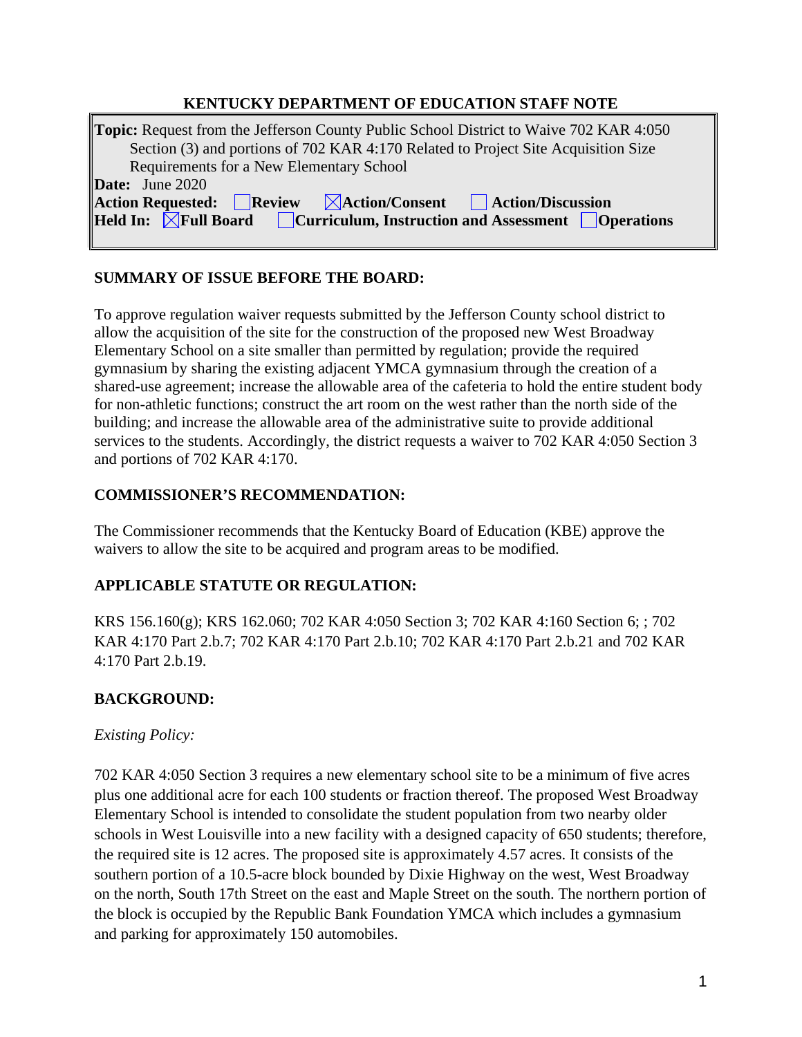**KENTUCKY DEPARTMENT OF EDUCATION STAFF NOTE**

**Topic:** Request from the Jefferson County Public School District to Waive 702 KAR 4:050 Section (3) and portions of 702 KAR 4:170 Related to Project Site Acquisition Size Requirements for a New Elementary School

**Date:** June 2020

**Action Requested:** ☐ **Review** ☒ **Action/Consent** ☐ **Action/Discussion**

**Held In:** ☒ **Full Board** ☐ **Curriculum, Instruction and Assessment** ☐ **Operations**

## SUMMARY OF ISSUE BEFORE THE BOARD:

To approve regulation waiver requests submitted by the Jefferson County school district to allow the acquisition of the site for the construction of the proposed new West Broadway Elementary School on a site smaller than permitted by regulation; provide the required gymnasium by sharing the existing adjacent YMCA gymnasium through the creation of a shared-use agreement; increase the allowable area of the cafeteria to hold the entire student body for non-athletic functions; construct the art room on the west rather than the north side of the building; and increase the allowable area of the administrative suite to provide additional services to the students. Accordingly, the district requests a waiver to 702 KAR 4:050 Section 3 and portions of 702 KAR 4:170.

## COMMISSIONER'S RECOMMENDATION:

The Commissioner recommends that the Kentucky Board of Education (KBE) approve the waivers to allow the site to be acquired and program areas to be modified.

## APPLICABLE STATUTE OR REGULATION:

KRS 156.160(g); KRS 162.060; 702 KAR 4:050 Section 3; 702 KAR 4:160 Section 6; ; 702 KAR 4:170 Part 2.b.7; 702 KAR 4:170 Part 2.b.10; 702 KAR 4:170 Part 2.b.21 and 702 KAR 4:170 Part 2.b.19.

## BACKGROUND:

*Existing Policy:*

702 KAR 4:050 Section 3 requires a new elementary school site to be a minimum of five acres plus one additional acre for each 100 students or fraction thereof. The proposed West Broadway Elementary School is intended to consolidate the student population from two nearby older schools in West Louisville into a new facility with a designed capacity of 650 students; therefore, the required site is 12 acres. The proposed site is approximately 4.57 acres. It consists of the southern portion of a 10.5-acre block bounded by Dixie Highway on the west, West Broadway on the north, South 17th Street on the east and Maple Street on the south. The northern portion of the block is occupied by the Republic Bank Foundation YMCA which includes a gymnasium and parking for approximately 150 automobiles.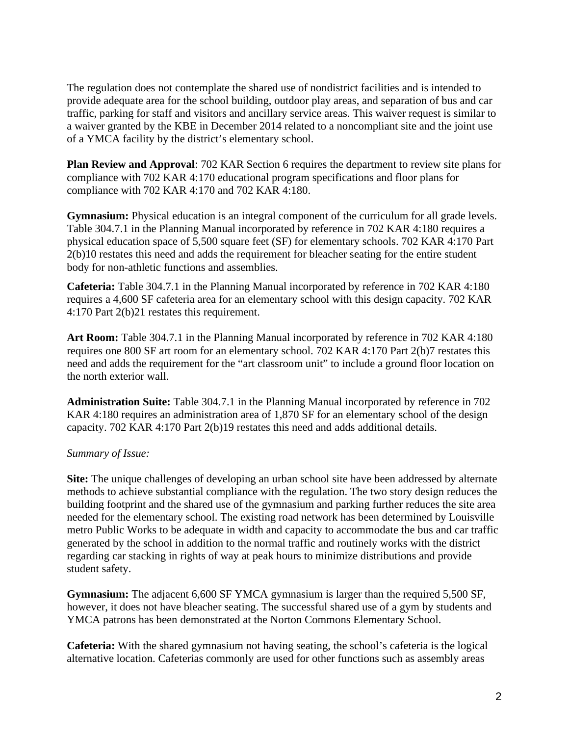The regulation does not contemplate the shared use of nondistrict facilities and is intended to provide adequate area for the school building, outdoor play areas, and separation of bus and car traffic, parking for staff and visitors and ancillary service areas. This waiver request is similar to a waiver granted by the KBE in December 2014 related to a noncompliant site and the joint use of a YMCA facility by the district's elementary school.

**Plan Review and Approval**: 702 KAR Section 6 requires the department to review site plans for compliance with 702 KAR 4:170 educational program specifications and floor plans for compliance with 702 KAR 4:170 and 702 KAR 4:180.

**Gymnasium:** Physical education is an integral component of the curriculum for all grade levels. Table 304.7.1 in the Planning Manual incorporated by reference in 702 KAR 4:180 requires a physical education space of 5,500 square feet (SF) for elementary schools. 702 KAR 4:170 Part 2(b)10 restates this need and adds the requirement for bleacher seating for the entire student body for non-athletic functions and assemblies.

**Cafeteria:** Table 304.7.1 in the Planning Manual incorporated by reference in 702 KAR 4:180 requires a 4,600 SF cafeteria area for an elementary school with this design capacity. 702 KAR 4:170 Part 2(b)21 restates this requirement.

**Art Room:** Table 304.7.1 in the Planning Manual incorporated by reference in 702 KAR 4:180 requires one 800 SF art room for an elementary school. 702 KAR 4:170 Part 2(b)7 restates this need and adds the requirement for the "art classroom unit" to include a ground floor location on the north exterior wall.

**Administration Suite:** Table 304.7.1 in the Planning Manual incorporated by reference in 702 KAR 4:180 requires an administration area of 1,870 SF for an elementary school of the design capacity. 702 KAR 4:170 Part 2(b)19 restates this need and adds additional details.

*Summary of Issue:*

**Site:** The unique challenges of developing an urban school site have been addressed by alternate methods to achieve substantial compliance with the regulation. The two story design reduces the building footprint and the shared use of the gymnasium and parking further reduces the site area needed for the elementary school. The existing road network has been determined by Louisville metro Public Works to be adequate in width and capacity to accommodate the bus and car traffic generated by the school in addition to the normal traffic and routinely works with the district regarding car stacking in rights of way at peak hours to minimize distributions and provide student safety.

**Gymnasium:** The adjacent 6,600 SF YMCA gymnasium is larger than the required 5,500 SF, however, it does not have bleacher seating. The successful shared use of a gym by students and YMCA patrons has been demonstrated at the Norton Commons Elementary School.

**Cafeteria:** With the shared gymnasium not having seating, the school's cafeteria is the logical alternative location. Cafeterias commonly are used for other functions such as assembly areas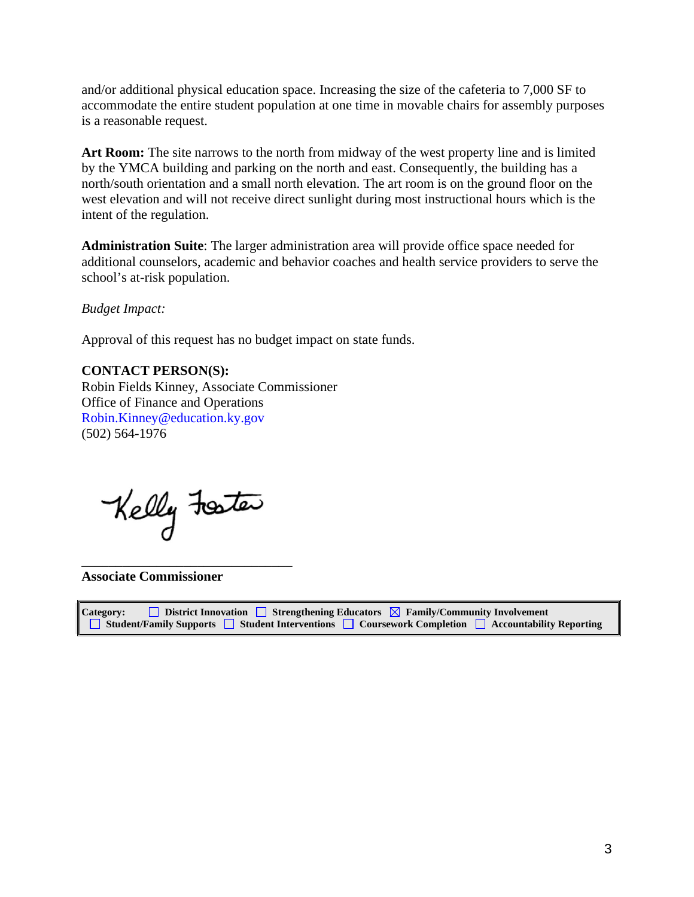and/or additional physical education space. Increasing the size of the cafeteria to 7,000 SF to accommodate the entire student population at one time in movable chairs for assembly purposes is a reasonable request.

**Art Room:** The site narrows to the north from midway of the west property line and is limited by the YMCA building and parking on the north and east. Consequently, the building has a north/south orientation and a small north elevation. The art room is on the ground floor on the west elevation and will not receive direct sunlight during most instructional hours which is the intent of the regulation.

**Administration Suite**: The larger administration area will provide office space needed for additional counselors, academic and behavior coaches and health service providers to serve the school's at-risk population.

*Budget Impact:*

Approval of this request has no budget impact on state funds.

**CONTACT PERSON(S):**
Robin Fields Kinney, Associate Commissioner
Office of Finance and Operations
Robin.Kinney@education.ky.gov
(502) 564-1976

Kelly Foster

**Associate Commissioner**

**Category:** ☐ **District Innovation** ☐ **Strengthening Educators** ☒ **Family/Community Involvement** ☐ **Student/Family Supports** ☐ **Student Interventions** ☐ **Coursework Completion** ☐ **Accountability Reporting**